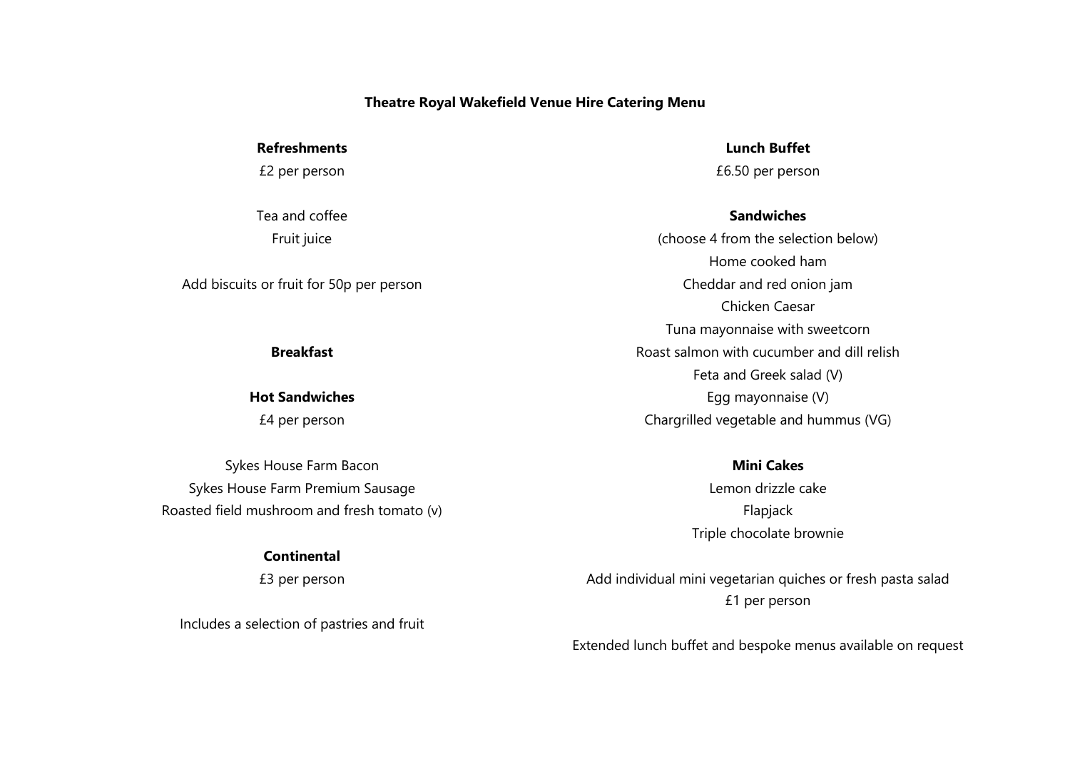# Theatre Royal Wakefield Venue Hire Catering Menu

## Refreshments

£2 per person

Tea and coffee
Fruit juice

Add biscuits or fruit for 50p per person

## Breakfast

### Hot Sandwiches

£4 per person

Sykes House Farm Bacon
Sykes House Farm Premium Sausage
Roasted field mushroom and fresh tomato (v)

### Continental

£3 per person

Includes a selection of pastries and fruit

## Lunch Buffet

£6.50 per person

### Sandwiches

(choose 4 from the selection below)

Home cooked ham
Cheddar and red onion jam
Chicken Caesar
Tuna mayonnaise with sweetcorn
Roast salmon with cucumber and dill relish
Feta and Greek salad (V)
Egg mayonnaise (V)
Chargrilled vegetable and hummus (VG)

### Mini Cakes

Lemon drizzle cake
Flapjack
Triple chocolate brownie

Add individual mini vegetarian quiches or fresh pasta salad
£1 per person

Extended lunch buffet and bespoke menus available on request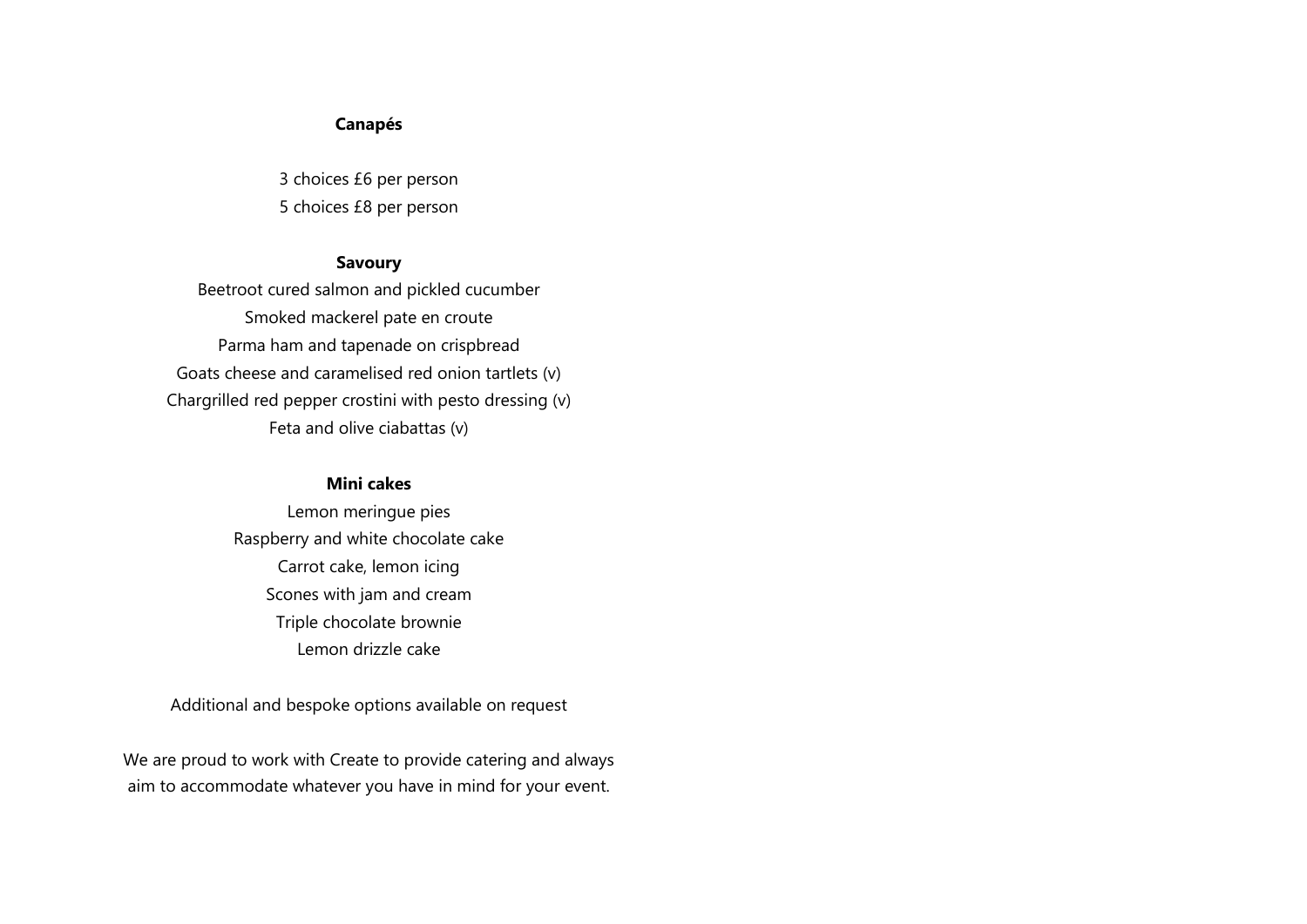## Canapés

3 choices £6 per person
5 choices £8 per person

### Savoury

Beetroot cured salmon and pickled cucumber
Smoked mackerel pate en croute
Parma ham and tapenade on crispbread
Goats cheese and caramelised red onion tartlets (v)
Chargrilled red pepper crostini with pesto dressing (v)
Feta and olive ciabattas (v)

### Mini cakes

Lemon meringue pies
Raspberry and white chocolate cake
Carrot cake, lemon icing
Scones with jam and cream
Triple chocolate brownie
Lemon drizzle cake

Additional and bespoke options available on request

We are proud to work with Create to provide catering and always aim to accommodate whatever you have in mind for your event.